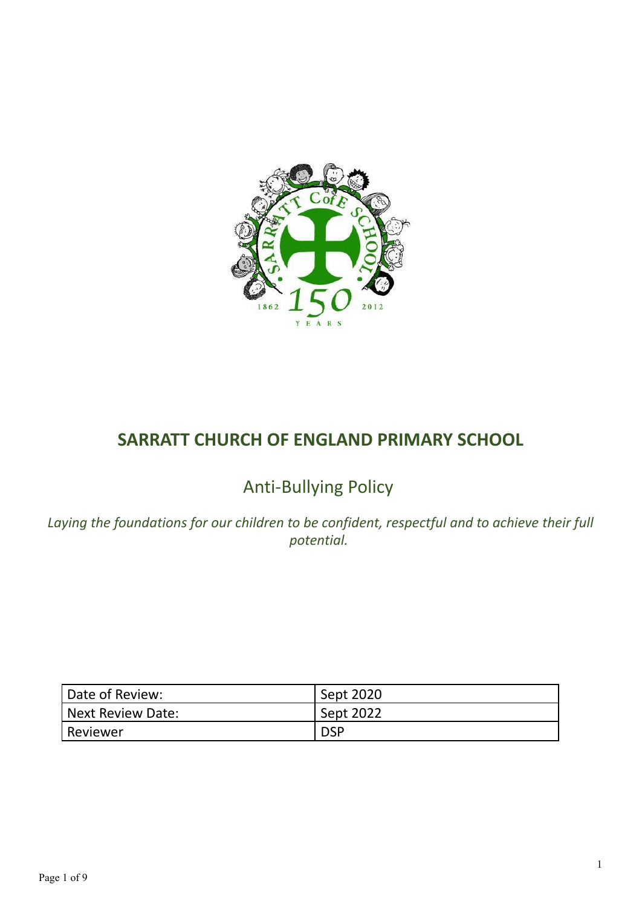# SARRATT CHURCH OF ENGLAND PRIMARY SCHOOL

## Anti-Bullying Policy

*Laying the foundations for our children to be confident, respectful and to achieve their full potential.*

| Date of Review: | Sept 2020 |
|---|---|
| Next Review Date: | Sept 2022 |
| Reviewer | DSP |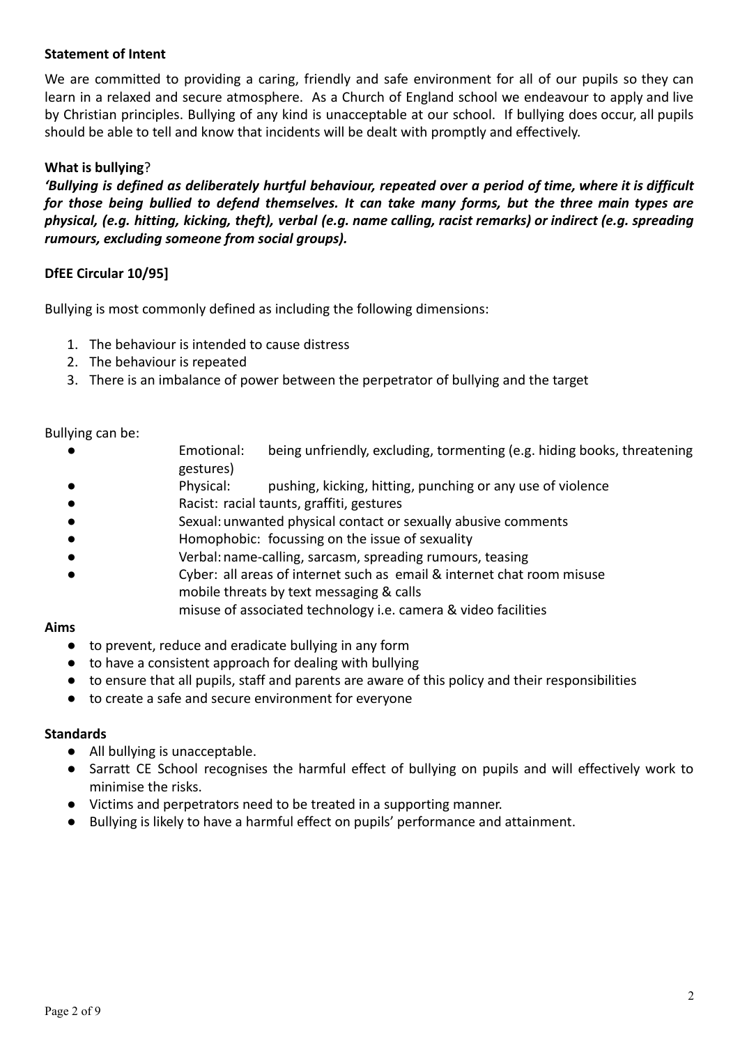**Statement of Intent**

We are committed to providing a caring, friendly and safe environment for all of our pupils so they can learn in a relaxed and secure atmosphere. As a Church of England school we endeavour to apply and live by Christian principles. Bullying of any kind is unacceptable at our school. If bullying does occur, all pupils should be able to tell and know that incidents will be dealt with promptly and effectively.

**What is bullying**?

***'Bullying is defined as deliberately hurtful behaviour, repeated over a period of time, where it is difficult for those being bullied to defend themselves. It can take many forms, but the three main types are physical, (e.g. hitting, kicking, theft), verbal (e.g. name calling, racist remarks) or indirect (e.g. spreading rumours, excluding someone from social groups).***

**DfEE Circular 10/95]**

Bullying is most commonly defined as including the following dimensions:

1. The behaviour is intended to cause distress
2. The behaviour is repeated
3. There is an imbalance of power between the perpetrator of bullying and the target

Bullying can be:

- Emotional: being unfriendly, excluding, tormenting (e.g. hiding books, threatening gestures)
- Physical: pushing, kicking, hitting, punching or any use of violence
- Racist: racial taunts, graffiti, gestures
- Sexual: unwanted physical contact or sexually abusive comments
- Homophobic: focussing on the issue of sexuality
- Verbal: name-calling, sarcasm, spreading rumours, teasing
- Cyber: all areas of internet such as email & internet chat room misuse
  mobile threats by text messaging & calls
  misuse of associated technology i.e. camera & video facilities

**Aims**

- to prevent, reduce and eradicate bullying in any form
- to have a consistent approach for dealing with bullying
- to ensure that all pupils, staff and parents are aware of this policy and their responsibilities
- to create a safe and secure environment for everyone

**Standards**

- All bullying is unacceptable.
- Sarratt CE School recognises the harmful effect of bullying on pupils and will effectively work to minimise the risks.
- Victims and perpetrators need to be treated in a supporting manner.
- Bullying is likely to have a harmful effect on pupils' performance and attainment.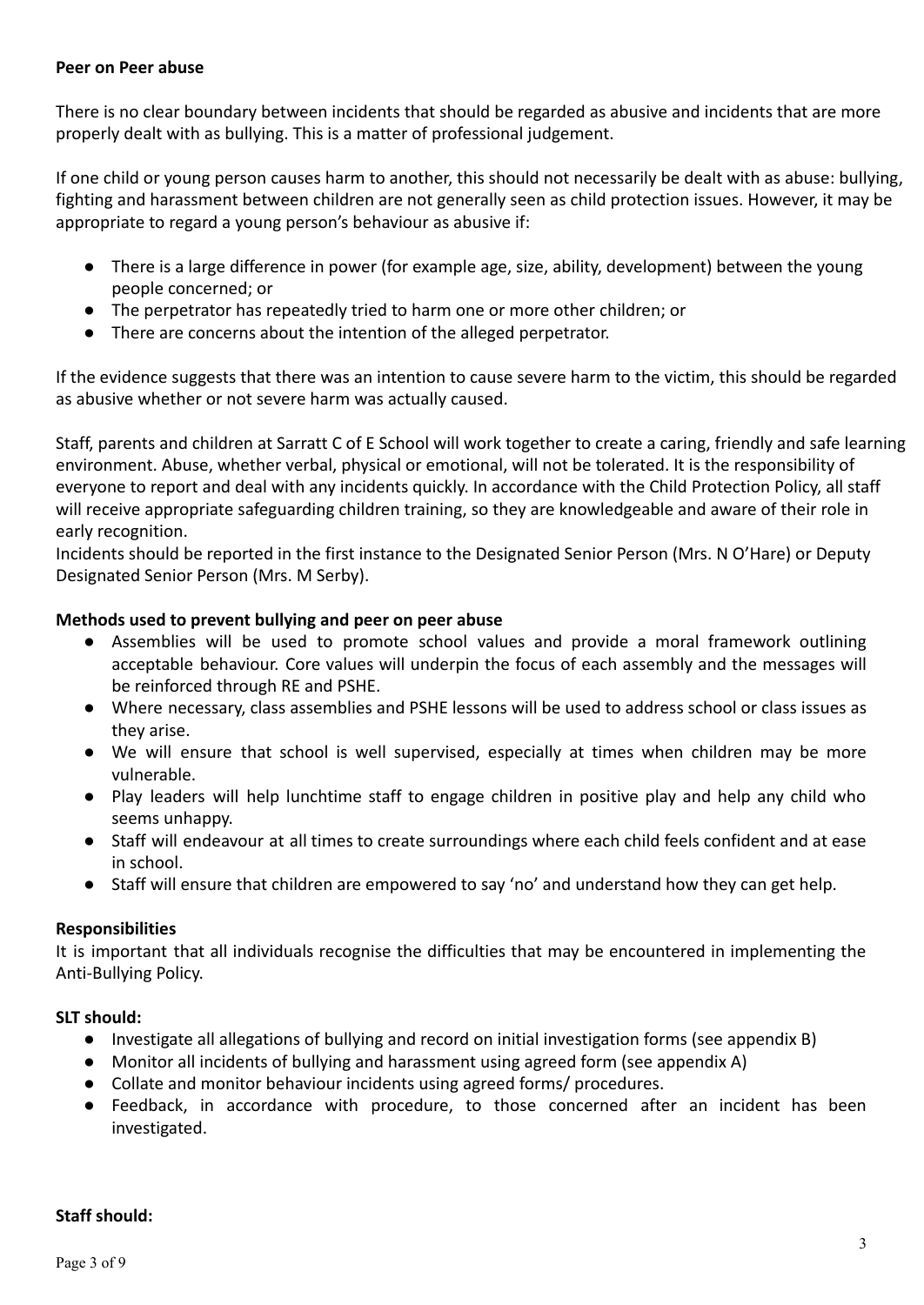**Peer on Peer abuse**

There is no clear boundary between incidents that should be regarded as abusive and incidents that are more properly dealt with as bullying. This is a matter of professional judgement.

If one child or young person causes harm to another, this should not necessarily be dealt with as abuse: bullying, fighting and harassment between children are not generally seen as child protection issues. However, it may be appropriate to regard a young person's behaviour as abusive if:

- There is a large difference in power (for example age, size, ability, development) between the young people concerned; or
- The perpetrator has repeatedly tried to harm one or more other children; or
- There are concerns about the intention of the alleged perpetrator.

If the evidence suggests that there was an intention to cause severe harm to the victim, this should be regarded as abusive whether or not severe harm was actually caused.

Staff, parents and children at Sarratt C of E School will work together to create a caring, friendly and safe learning environment. Abuse, whether verbal, physical or emotional, will not be tolerated. It is the responsibility of everyone to report and deal with any incidents quickly. In accordance with the Child Protection Policy, all staff will receive appropriate safeguarding children training, so they are knowledgeable and aware of their role in early recognition.
Incidents should be reported in the first instance to the Designated Senior Person (Mrs. N O'Hare) or Deputy Designated Senior Person (Mrs. M Serby).

**Methods used to prevent bullying and peer on peer abuse**

- Assemblies will be used to promote school values and provide a moral framework outlining acceptable behaviour. Core values will underpin the focus of each assembly and the messages will be reinforced through RE and PSHE.
- Where necessary, class assemblies and PSHE lessons will be used to address school or class issues as they arise.
- We will ensure that school is well supervised, especially at times when children may be more vulnerable.
- Play leaders will help lunchtime staff to engage children in positive play and help any child who seems unhappy.
- Staff will endeavour at all times to create surroundings where each child feels confident and at ease in school.
- Staff will ensure that children are empowered to say 'no' and understand how they can get help.

**Responsibilities**

It is important that all individuals recognise the difficulties that may be encountered in implementing the Anti-Bullying Policy.

**SLT should:**

- Investigate all allegations of bullying and record on initial investigation forms (see appendix B)
- Monitor all incidents of bullying and harassment using agreed form (see appendix A)
- Collate and monitor behaviour incidents using agreed forms/ procedures.
- Feedback, in accordance with procedure, to those concerned after an incident has been investigated.

**Staff should:**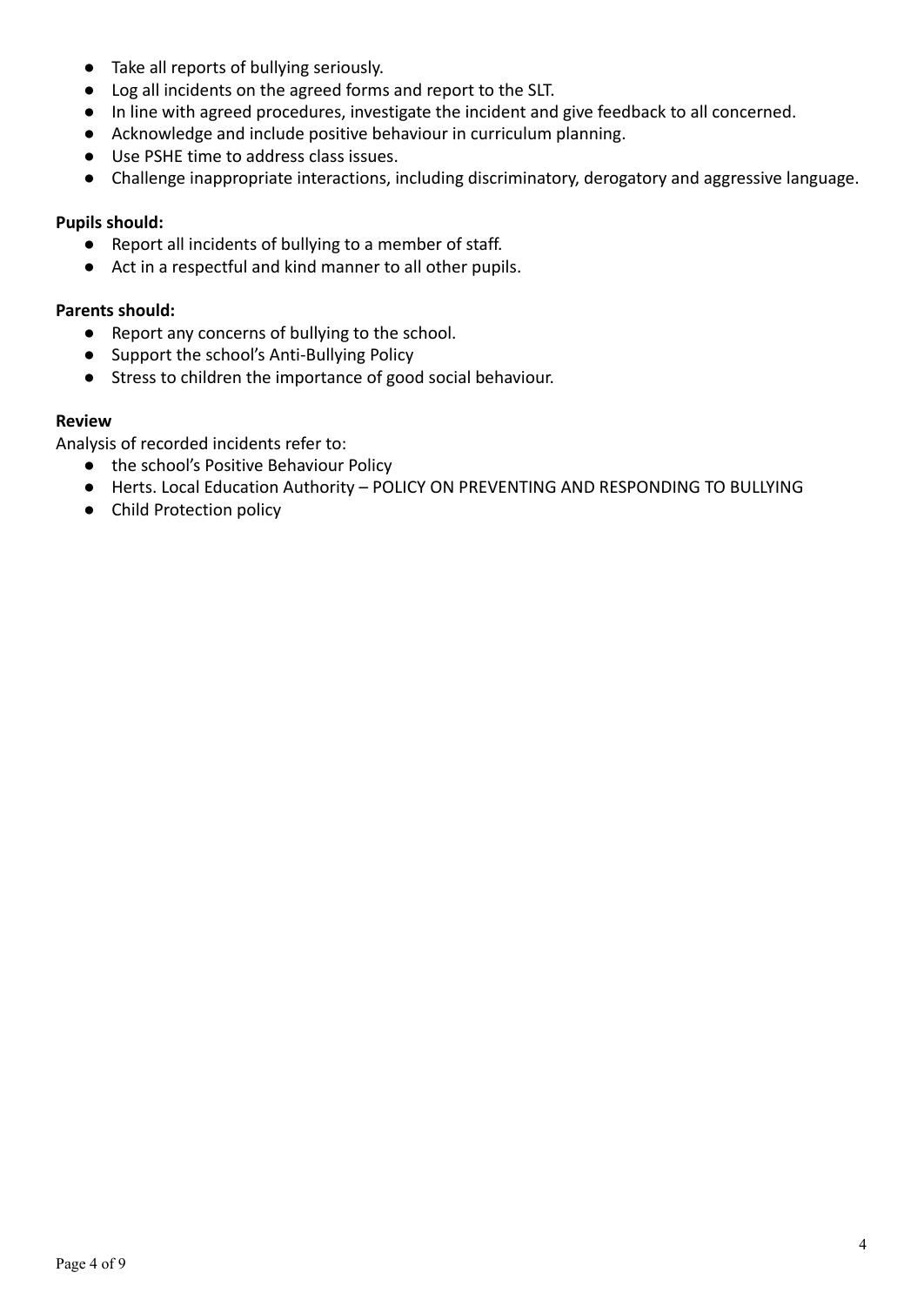- Take all reports of bullying seriously.
- Log all incidents on the agreed forms and report to the SLT.
- In line with agreed procedures, investigate the incident and give feedback to all concerned.
- Acknowledge and include positive behaviour in curriculum planning.
- Use PSHE time to address class issues.
- Challenge inappropriate interactions, including discriminatory, derogatory and aggressive language.

**Pupils should:**

- Report all incidents of bullying to a member of staff.
- Act in a respectful and kind manner to all other pupils.

**Parents should:**

- Report any concerns of bullying to the school.
- Support the school's Anti-Bullying Policy
- Stress to children the importance of good social behaviour.

**Review**

Analysis of recorded incidents refer to:

- the school's Positive Behaviour Policy
- Herts. Local Education Authority – POLICY ON PREVENTING AND RESPONDING TO BULLYING
- Child Protection policy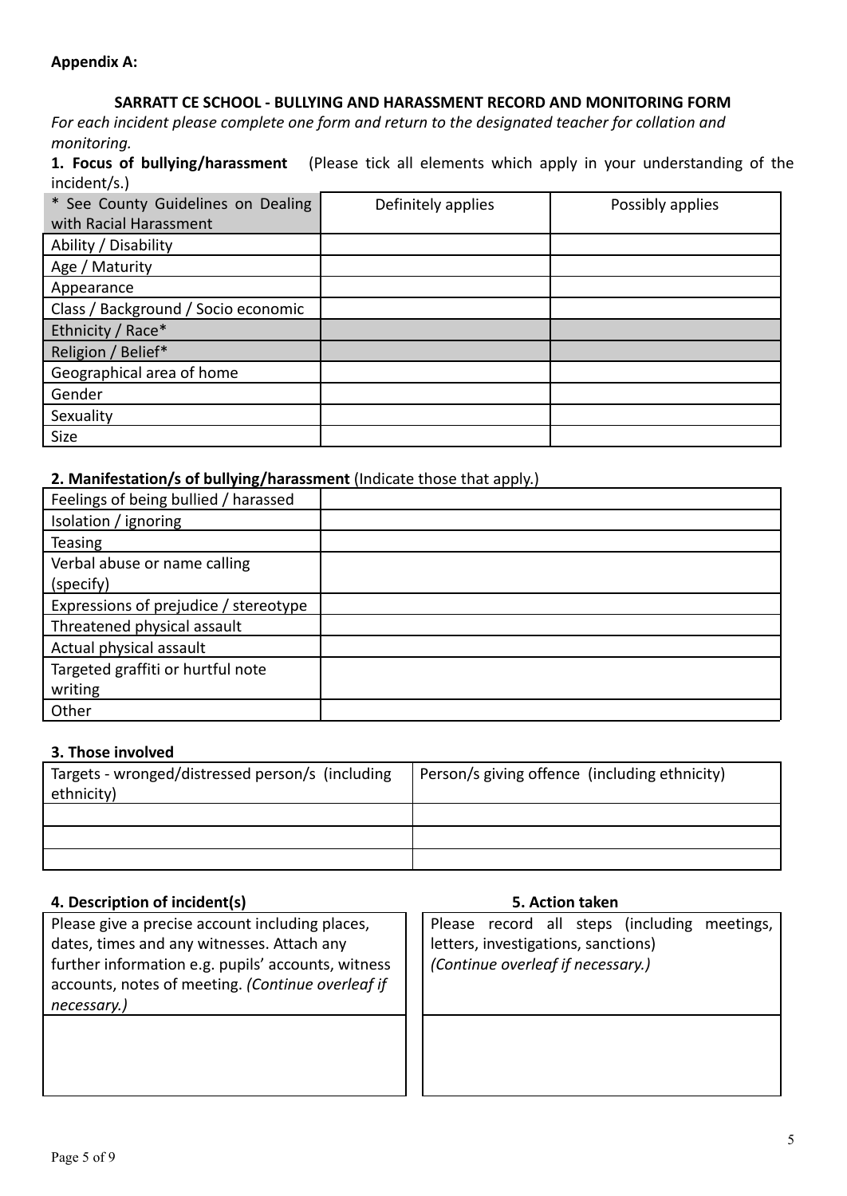**Appendix A:**

## SARRATT CE SCHOOL - BULLYING AND HARASSMENT RECORD AND MONITORING FORM

*For each incident please complete one form and return to the designated teacher for collation and monitoring.*

**1. Focus of bullying/harassment** (Please tick all elements which apply in your understanding of the incident/s.)

| * See County Guidelines on Dealing with Racial Harassment | Definitely applies | Possibly applies |
|---|---|---|
| Ability / Disability | | |
| Age / Maturity | | |
| Appearance | | |
| Class / Background / Socio economic | | |
| Ethnicity / Race* | | |
| Religion / Belief* | | |
| Geographical area of home | | |
| Gender | | |
| Sexuality | | |
| Size | | |

**2. Manifestation/s of bullying/harassment** (Indicate those that apply.)

| | |
|---|---|
| Feelings of being bullied / harassed | |
| Isolation / ignoring | |
| Teasing | |
| Verbal abuse or name calling (specify) | |
| Expressions of prejudice / stereotype | |
| Threatened physical assault | |
| Actual physical assault | |
| Targeted graffiti or hurtful note writing | |
| Other | |

**3. Those involved**

| Targets - wronged/distressed person/s (including ethnicity) | Person/s giving offence (including ethnicity) |
|---|---|
| | |
| | |
| | |

**4. Description of incident(s)**

| Please give a precise account including places, dates, times and any witnesses. Attach any further information e.g. pupils' accounts, witness accounts, notes of meeting. *(Continue overleaf if necessary.)* |
|---|
| |

**5. Action taken**

| Please record all steps (including meetings, letters, investigations, sanctions) *(Continue overleaf if necessary.)* |
|---|
| |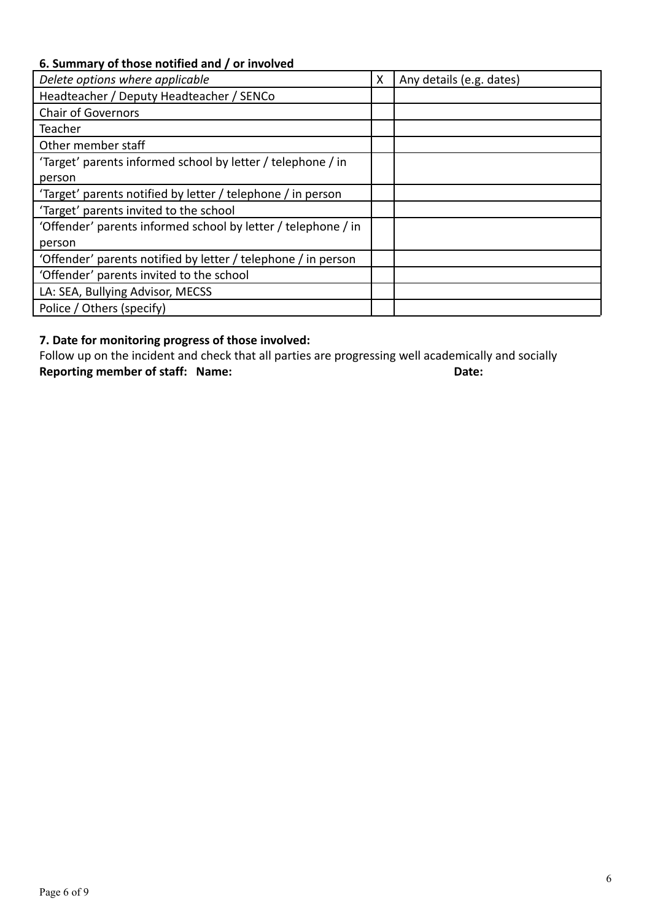**6. Summary of those notified and / or involved**

| *Delete options where applicable* | X | Any details (e.g. dates) |
| --- | --- | --- |
| Headteacher / Deputy Headteacher / SENCo | | |
| Chair of Governors | | |
| Teacher | | |
| Other member staff | | |
| 'Target' parents informed school by letter / telephone / in person | | |
| 'Target' parents notified by letter / telephone / in person | | |
| 'Target' parents invited to the school | | |
| 'Offender' parents informed school by letter / telephone / in person | | |
| 'Offender' parents notified by letter / telephone / in person | | |
| 'Offender' parents invited to the school | | |
| LA: SEA, Bullying Advisor, MECSS | | |
| Police / Others (specify) | | |

**7. Date for monitoring progress of those involved:**

Follow up on the incident and check that all parties are progressing well academically and socially

**Reporting member of staff: Name:** **Date:**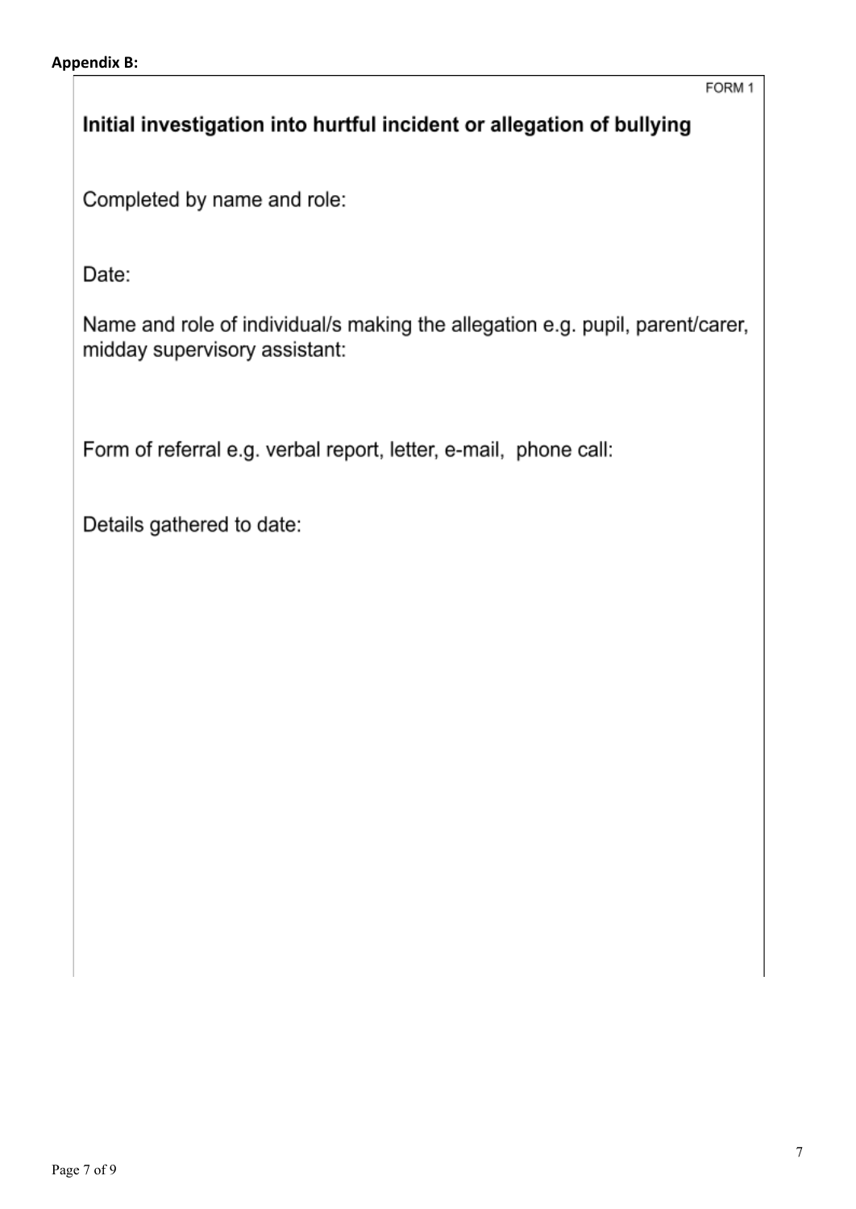**Appendix B:**

FORM 1

## Initial investigation into hurtful incident or allegation of bullying

Completed by name and role:

Date:

Name and role of individual/s making the allegation e.g. pupil, parent/carer, midday supervisory assistant:

Form of referral e.g. verbal report, letter, e-mail, phone call:

Details gathered to date: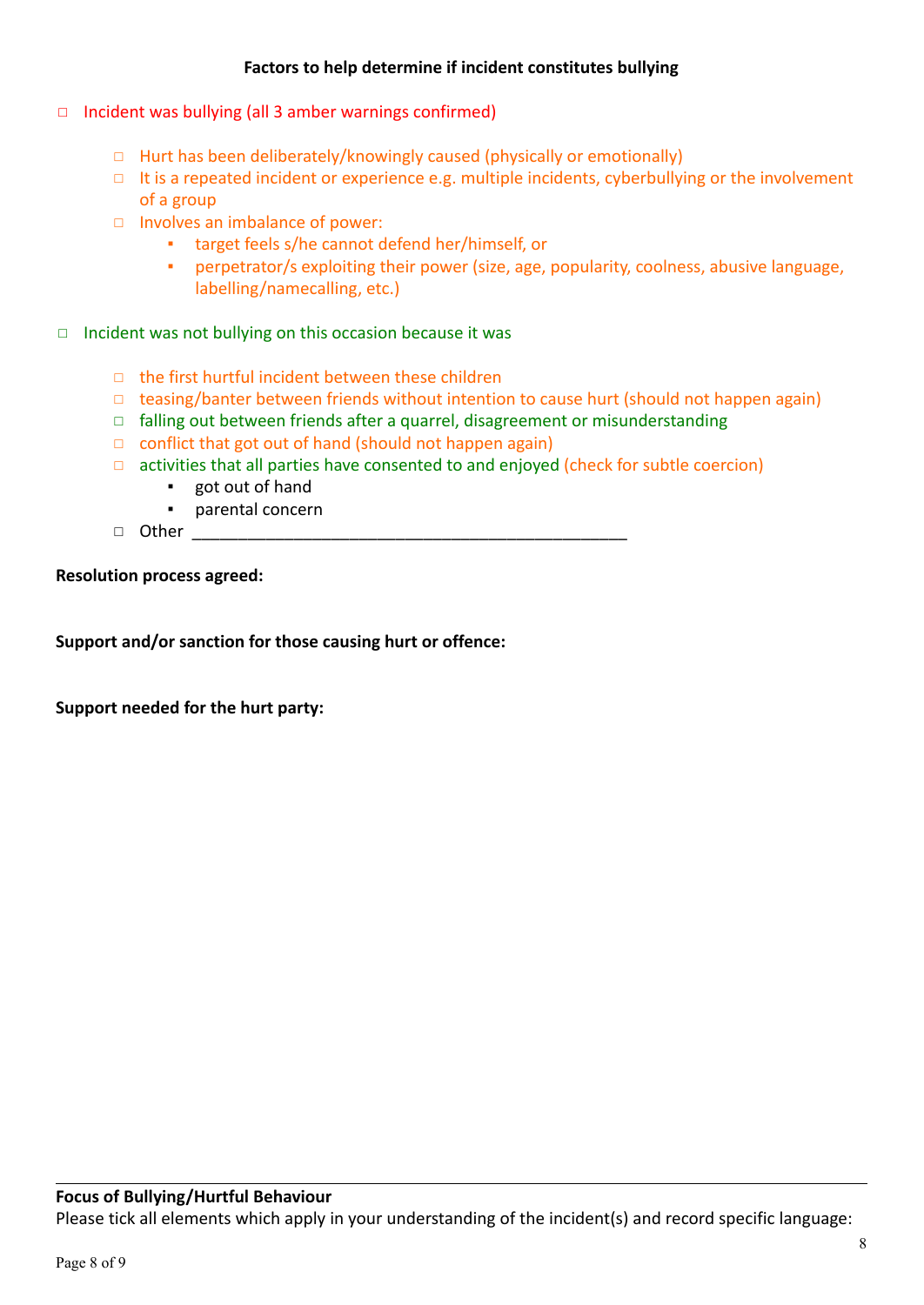**Factors to help determine if incident constitutes bullying**

- ☐ Incident was bullying (all 3 amber warnings confirmed)
  - ☐ Hurt has been deliberately/knowingly caused (physically or emotionally)
  - ☐ It is a repeated incident or experience e.g. multiple incidents, cyberbullying or the involvement of a group
  - ☐ Involves an imbalance of power:
    - target feels s/he cannot defend her/himself, or
    - perpetrator/s exploiting their power (size, age, popularity, coolness, abusive language, labelling/namecalling, etc.)

- ☐ Incident was not bullying on this occasion because it was
  - ☐ the first hurtful incident between these children
  - ☐ teasing/banter between friends without intention to cause hurt (should not happen again)
  - ☐ falling out between friends after a quarrel, disagreement or misunderstanding
  - ☐ conflict that got out of hand (should not happen again)
  - ☐ activities that all parties have consented to and enjoyed (check for subtle coercion)
    - got out of hand
    - parental concern
  - ☐ Other ______________________________________________

**Resolution process agreed:**

**Support and/or sanction for those causing hurt or offence:**

**Support needed for the hurt party:**

---

**Focus of Bullying/Hurtful Behaviour**

Please tick all elements which apply in your understanding of the incident(s) and record specific language: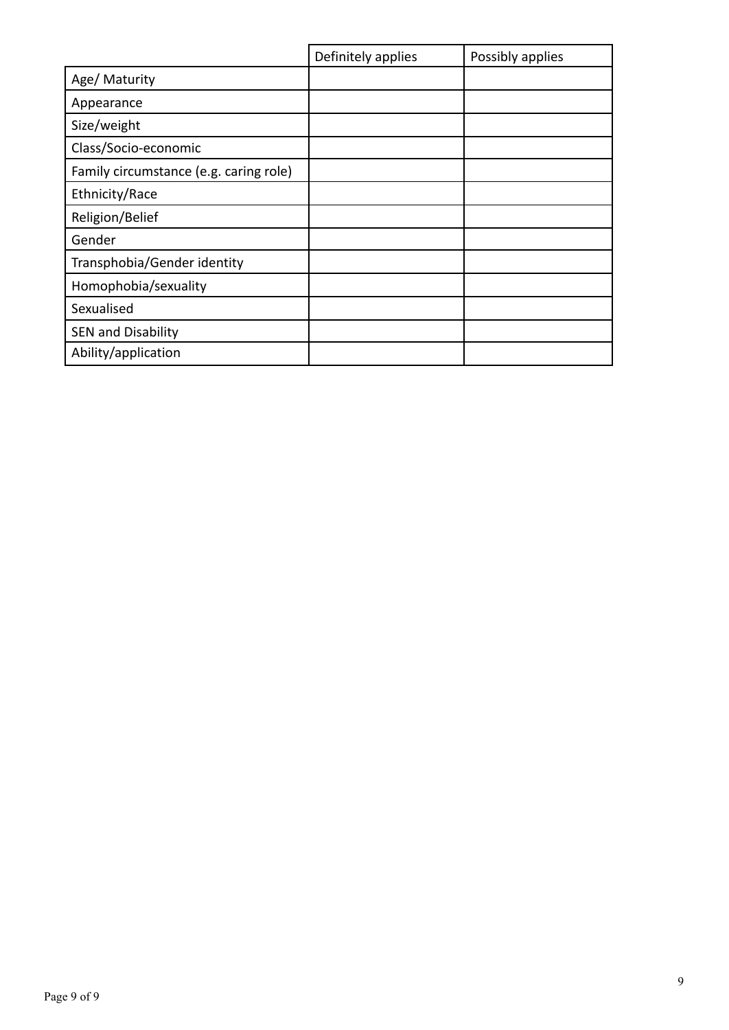| | Definitely applies | Possibly applies |
|---|---|---|
| Age/ Maturity | | |
| Appearance | | |
| Size/weight | | |
| Class/Socio-economic | | |
| Family circumstance (e.g. caring role) | | |
| Ethnicity/Race | | |
| Religion/Belief | | |
| Gender | | |
| Transphobia/Gender identity | | |
| Homophobia/sexuality | | |
| Sexualised | | |
| SEN and Disability | | |
| Ability/application | | |